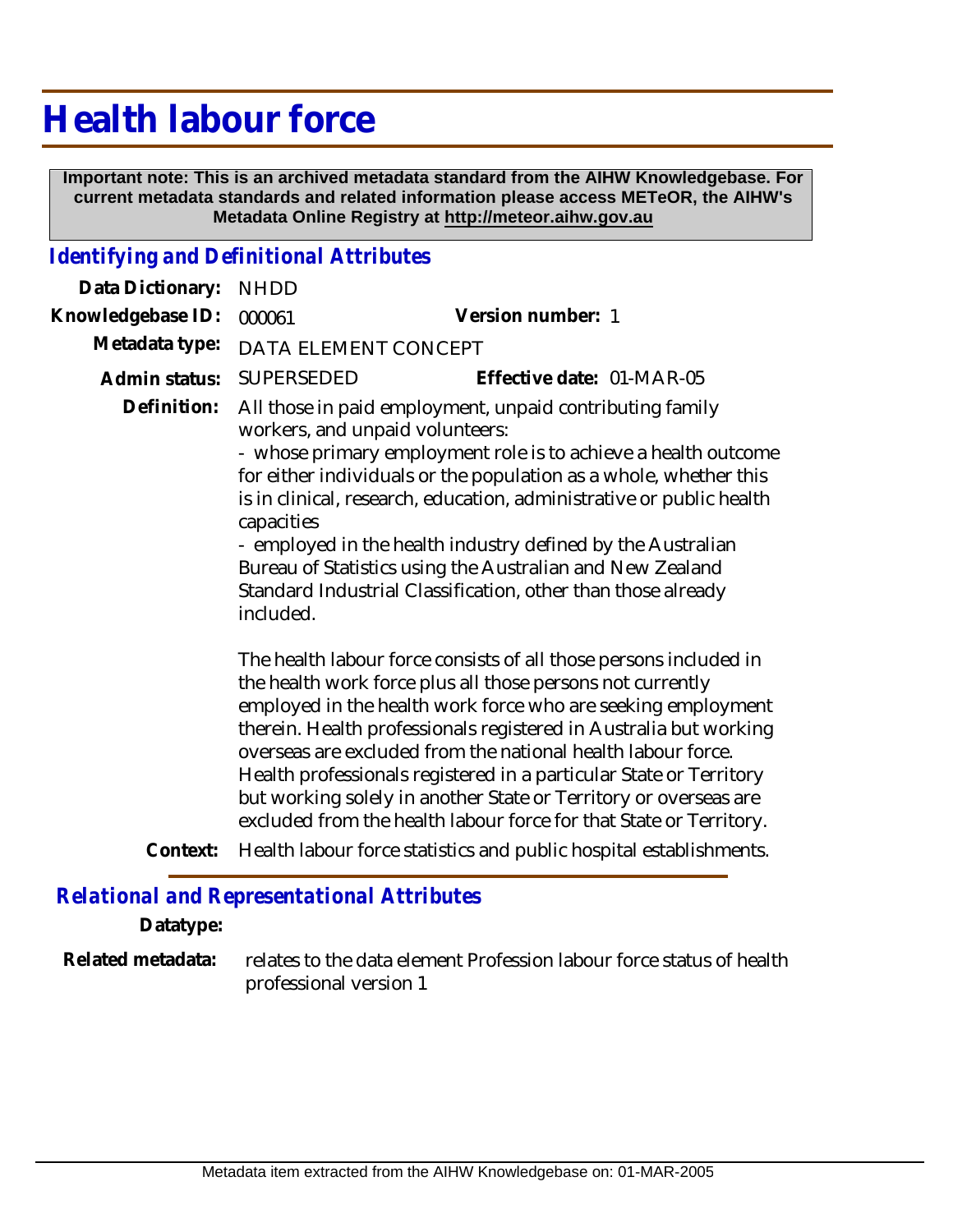# Health labour force

**Important note: This is an archived metadata standard from the AIHW Knowledgebase. For current metadata standards and related information please access METeOR, the AIHW's Metadata Online Registry at http://meteor.aihw.gov.au**

## *Identifying and Definitional Attributes*

**Data Dictionary:** NHDD

**Knowledgebase ID:** 000061 **Version number:** 1

**Metadata type:** DATA ELEMENT CONCEPT

**Admin status:** SUPERSEDED **Effective date:** 01-MAR-05

**Definition:** All those in paid employment, unpaid contributing family workers, and unpaid volunteers:
- whose primary employment role is to achieve a health outcome for either individuals or the population as a whole, whether this is in clinical, research, education, administrative or public health capacities
- employed in the health industry defined by the Australian Bureau of Statistics using the Australian and New Zealand Standard Industrial Classification, other than those already included.

The health labour force consists of all those persons included in the health work force plus all those persons not currently employed in the health work force who are seeking employment therein. Health professionals registered in Australia but working overseas are excluded from the national health labour force. Health professionals registered in a particular State or Territory but working solely in another State or Territory or overseas are excluded from the health labour force for that State or Territory.

**Context:** Health labour force statistics and public hospital establishments.

## *Relational and Representational Attributes*

**Datatype:**

**Related metadata:** relates to the data element Profession labour force status of health professional version 1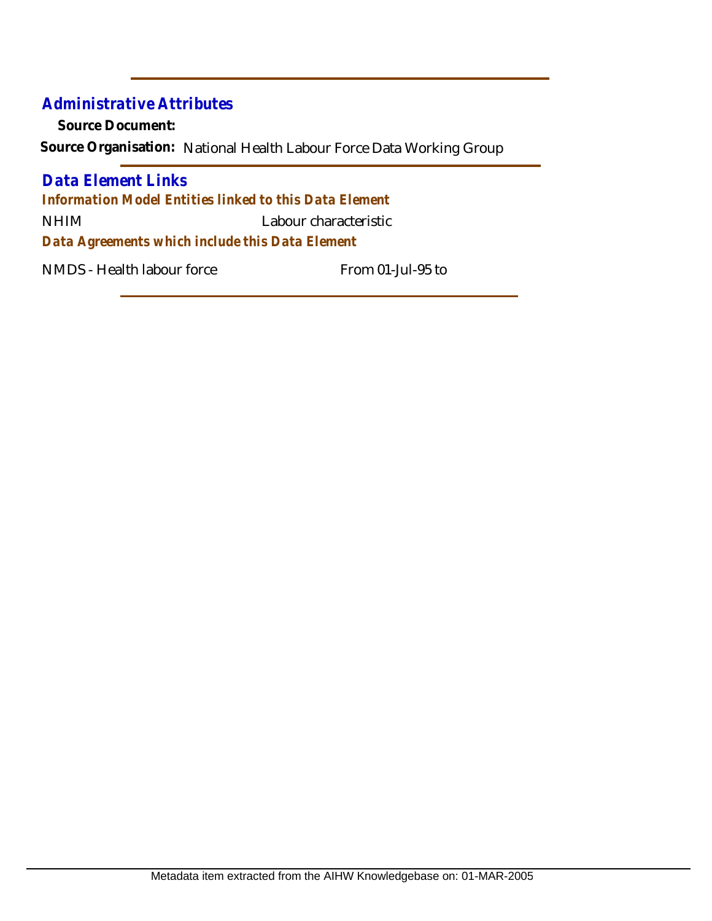## Administrative Attributes

**Source Document:**

**Source Organisation:** National Health Labour Force Data Working Group

## Data Element Links

### Information Model Entities linked to this Data Element

| | |
|---|---|
| NHIM | Labour characteristic |

### Data Agreements which include this Data Element

| | |
|---|---|
| NMDS - Health labour force | From 01-Jul-95 to |

Metadata item extracted from the AIHW Knowledgebase on: 01-MAR-2005